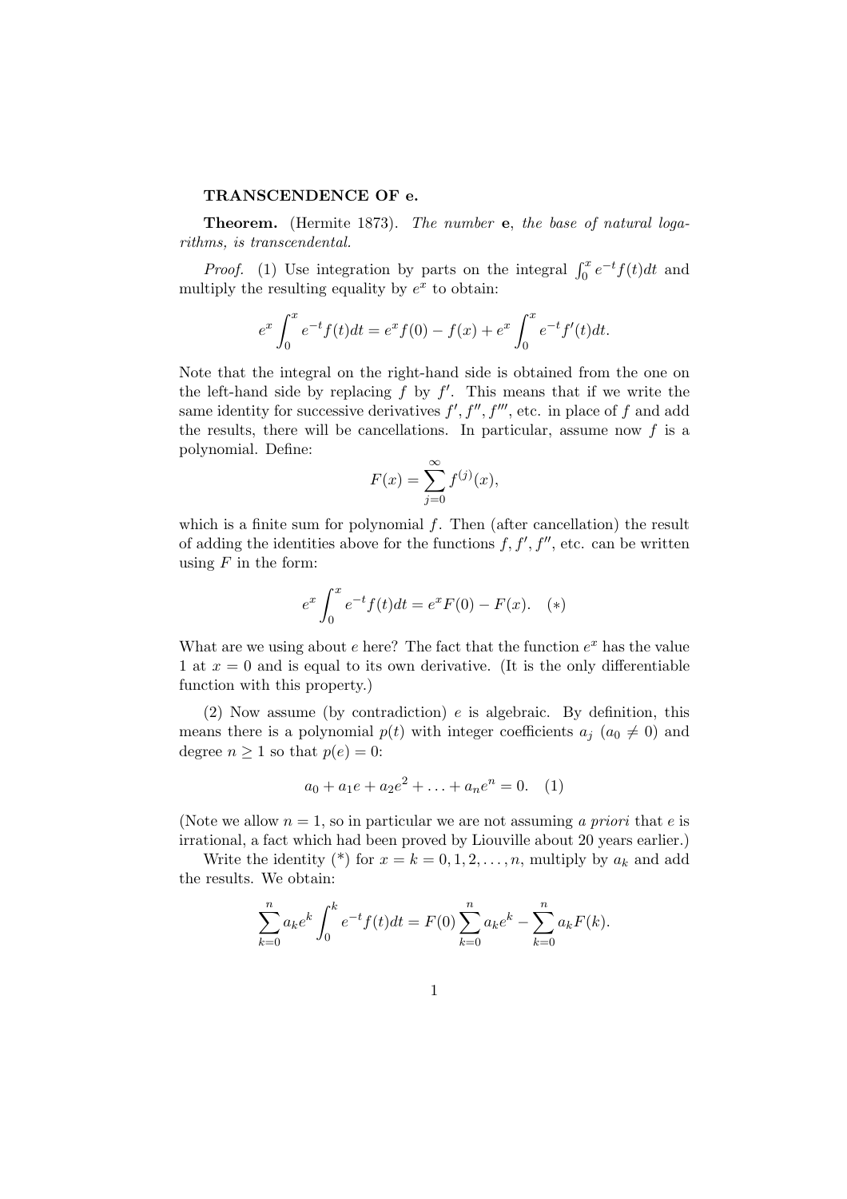**TRANSCENDENCE OF e.**

**Theorem.** (Hermite 1873). *The number* **e**, *the base of natural logarithms, is transcendental.*

*Proof.* (1) Use integration by parts on the integral $\int_0^x e^{-t} f(t)dt$ and multiply the resulting equality by $e^x$ to obtain:

$$e^x \int_0^x e^{-t} f(t)dt = e^x f(0) - f(x) + e^x \int_0^x e^{-t} f'(t)dt.$$

Note that the integral on the right-hand side is obtained from the one on the left-hand side by replacing $f$ by $f'$. This means that if we write the same identity for successive derivatives $f', f'', f'''$, etc. in place of $f$ and add the results, there will be cancellations. In particular, assume now $f$ is a polynomial. Define:

$$F(x) = \sum_{j=0}^{\infty} f^{(j)}(x),$$

which is a finite sum for polynomial $f$. Then (after cancellation) the result of adding the identities above for the functions $f, f', f''$, etc. can be written using $F$ in the form:

$$e^x \int_0^x e^{-t} f(t)dt = e^x F(0) - F(x). \quad (*)$$

What are we using about $e$ here? The fact that the function $e^x$ has the value 1 at $x = 0$ and is equal to its own derivative. (It is the only differentiable function with this property.)

(2) Now assume (by contradiction) $e$ is algebraic. By definition, this means there is a polynomial $p(t)$ with integer coefficients $a_j$ ($a_0 \neq 0$) and degree $n \geq 1$ so that $p(e) = 0$:

$$a_0 + a_1 e + a_2 e^2 + \ldots + a_n e^n = 0. \quad (1)$$

(Note we allow $n = 1$, so in particular we are not assuming *a priori* that $e$ is irrational, a fact which had been proved by Liouville about 20 years earlier.)

Write the identity (\*) for $x = k = 0, 1, 2, \ldots, n$, multiply by $a_k$ and add the results. We obtain:

$$\sum_{k=0}^{n} a_k e^k \int_0^k e^{-t} f(t)dt = F(0) \sum_{k=0}^{n} a_k e^k - \sum_{k=0}^{n} a_k F(k).$$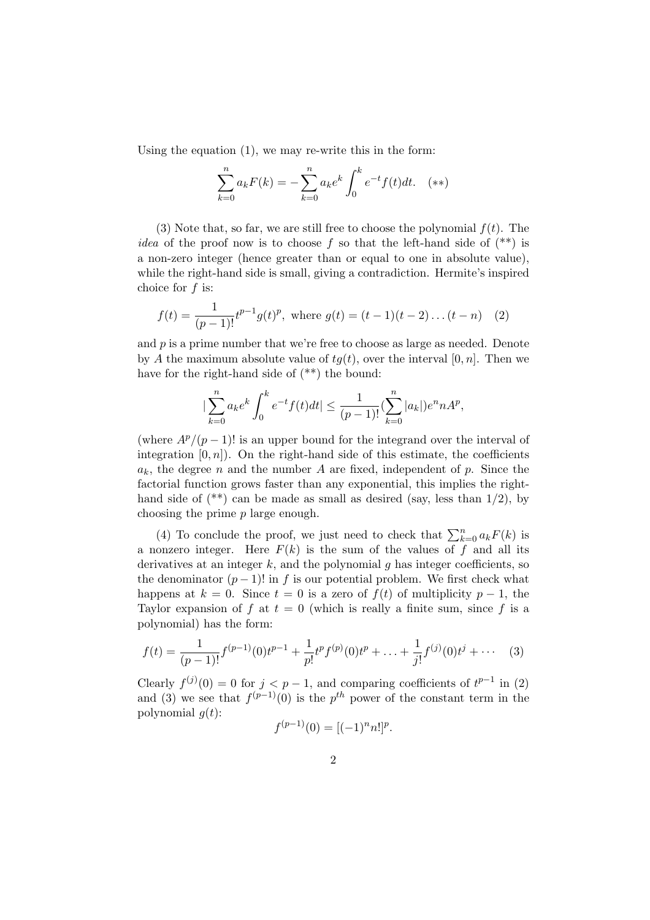Using the equation (1), we may re-write this in the form:

$$\sum_{k=0}^{n} a_k F(k) = -\sum_{k=0}^{n} a_k e^k \int_0^k e^{-t} f(t) dt. \quad (**)$$

(3) Note that, so far, we are still free to choose the polynomial $f(t)$. The *idea* of the proof now is to choose $f$ so that the left-hand side of (**) is a non-zero integer (hence greater than or equal to one in absolute value), while the right-hand side is small, giving a contradiction. Hermite's inspired choice for $f$ is:

$$f(t) = \frac{1}{(p-1)!} t^{p-1} g(t)^p, \text{ where } g(t) = (t-1)(t-2)\dots(t-n) \quad (2)$$

and $p$ is a prime number that we're free to choose as large as needed. Denote by $A$ the maximum absolute value of $tg(t)$, over the interval $[0, n]$. Then we have for the right-hand side of (**) the bound:

$$|\sum_{k=0}^{n} a_k e^k \int_0^k e^{-t} f(t) dt| \leq \frac{1}{(p-1)!} (\sum_{k=0}^{n} |a_k|) e^n n A^p,$$

(where $A^p/(p-1)!$ is an upper bound for the integrand over the interval of integration $[0, n]$). On the right-hand side of this estimate, the coefficients $a_k$, the degree $n$ and the number $A$ are fixed, independent of $p$. Since the factorial function grows faster than any exponential, this implies the right-hand side of (**) can be made as small as desired (say, less than 1/2), by choosing the prime $p$ large enough.

(4) To conclude the proof, we just need to check that $\sum_{k=0}^{n} a_k F(k)$ is a nonzero integer. Here $F(k)$ is the sum of the values of $f$ and all its derivatives at an integer $k$, and the polynomial $g$ has integer coefficients, so the denominator $(p-1)!$ in $f$ is our potential problem. We first check what happens at $k = 0$. Since $t = 0$ is a zero of $f(t)$ of multiplicity $p - 1$, the Taylor expansion of $f$ at $t = 0$ (which is really a finite sum, since $f$ is a polynomial) has the form:

$$f(t) = \frac{1}{(p-1)!} f^{(p-1)}(0) t^{p-1} + \frac{1}{p!} t^p f^{(p)}(0) t^p + \dots + \frac{1}{j!} f^{(j)}(0) t^j + \cdots \quad (3)$$

Clearly $f^{(j)}(0) = 0$ for $j < p - 1$, and comparing coefficients of $t^{p-1}$ in (2) and (3) we see that $f^{(p-1)}(0)$ is the $p^{th}$ power of the constant term in the polynomial $g(t)$:

$$f^{(p-1)}(0) = [(-1)^n n!]^p.$$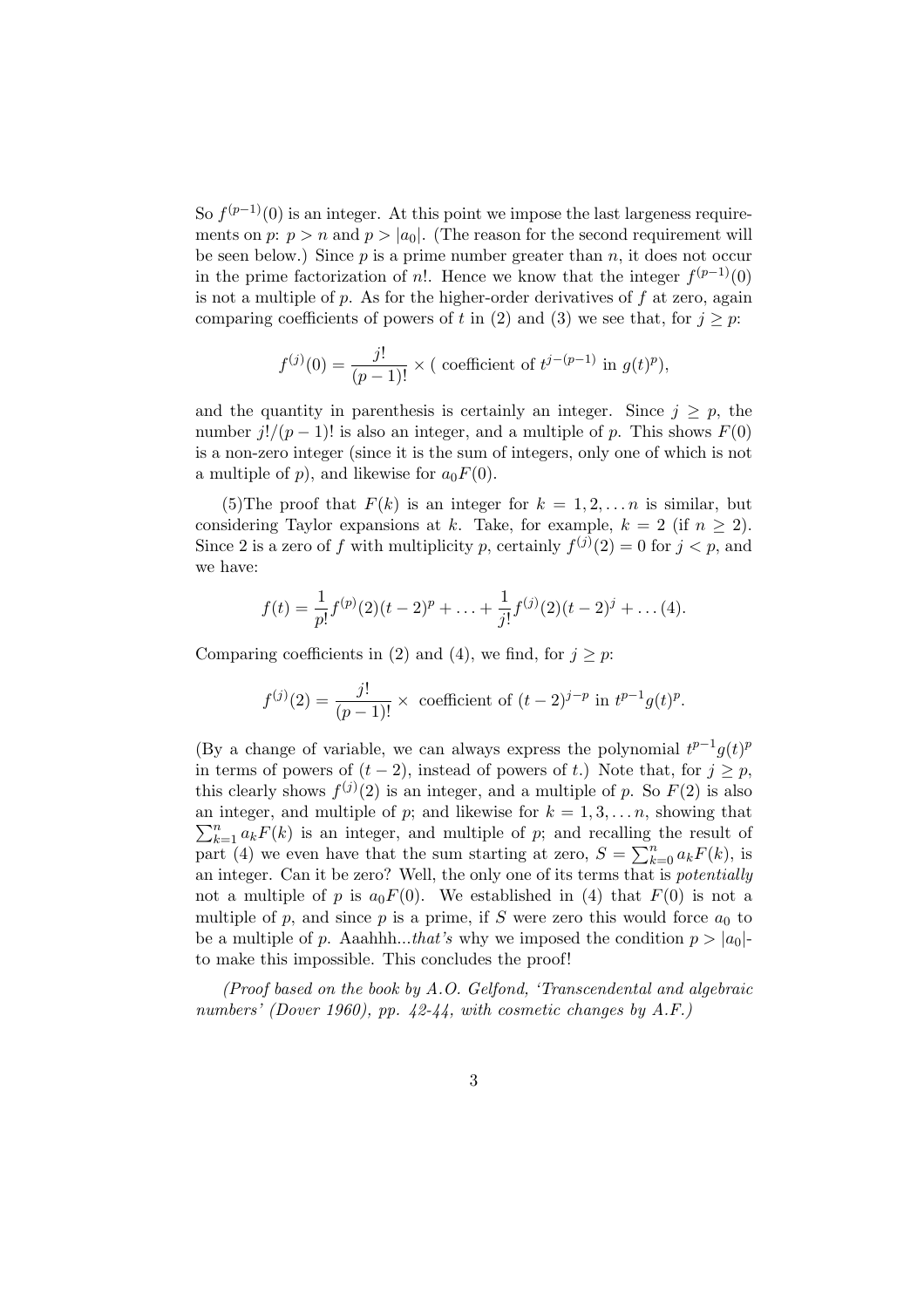So $f^{(p-1)}(0)$ is an integer. At this point we impose the last largeness requirements on $p$: $p > n$ and $p > |a_0|$. (The reason for the second requirement will be seen below.) Since $p$ is a prime number greater than $n$, it does not occur in the prime factorization of $n!$. Hence we know that the integer $f^{(p-1)}(0)$ is not a multiple of $p$. As for the higher-order derivatives of $f$ at zero, again comparing coefficients of powers of $t$ in (2) and (3) we see that, for $j \geq p$:

$$f^{(j)}(0) = \frac{j!}{(p-1)!} \times (\text{ coefficient of } t^{j-(p-1)} \text{ in } g(t)^p),$$

and the quantity in parenthesis is certainly an integer. Since $j \geq p$, the number $j!/(p-1)!$ is also an integer, and a multiple of $p$. This shows $F(0)$ is a non-zero integer (since it is the sum of integers, only one of which is not a multiple of $p$), and likewise for $a_0 F(0)$.

(5)The proof that $F(k)$ is an integer for $k = 1, 2, \ldots n$ is similar, but considering Taylor expansions at $k$. Take, for example, $k = 2$ (if $n \geq 2$). Since 2 is a zero of $f$ with multiplicity $p$, certainly $f^{(j)}(2) = 0$ for $j < p$, and we have:

$$f(t) = \frac{1}{p!} f^{(p)}(2)(t-2)^p + \ldots + \frac{1}{j!} f^{(j)}(2)(t-2)^j + \ldots (4).$$

Comparing coefficients in (2) and (4), we find, for $j \geq p$:

$$f^{(j)}(2) = \frac{j!}{(p-1)!} \times \text{ coefficient of } (t-2)^{j-p} \text{ in } t^{p-1} g(t)^p.$$

(By a change of variable, we can always express the polynomial $t^{p-1} g(t)^p$ in terms of powers of $(t-2)$, instead of powers of $t$.) Note that, for $j \geq p$, this clearly shows $f^{(j)}(2)$ is an integer, and a multiple of $p$. So $F(2)$ is also an integer, and multiple of $p$; and likewise for $k = 1, 3, \ldots n$, showing that $\sum_{k=1}^{n} a_k F(k)$ is an integer, and multiple of $p$; and recalling the result of part (4) we even have that the sum starting at zero, $S = \sum_{k=0}^{n} a_k F(k)$, is an integer. Can it be zero? Well, the only one of its terms that is *potentially* not a multiple of $p$ is $a_0 F(0)$. We established in (4) that $F(0)$ is not a multiple of $p$, and since $p$ is a prime, if $S$ were zero this would force $a_0$ to be a multiple of $p$. Aaahhh...*that's* why we imposed the condition $p > |a_0|$- to make this impossible. This concludes the proof!

*(Proof based on the book by A.O. Gelfond, 'Transcendental and algebraic numbers' (Dover 1960), pp. 42-44, with cosmetic changes by A.F.)*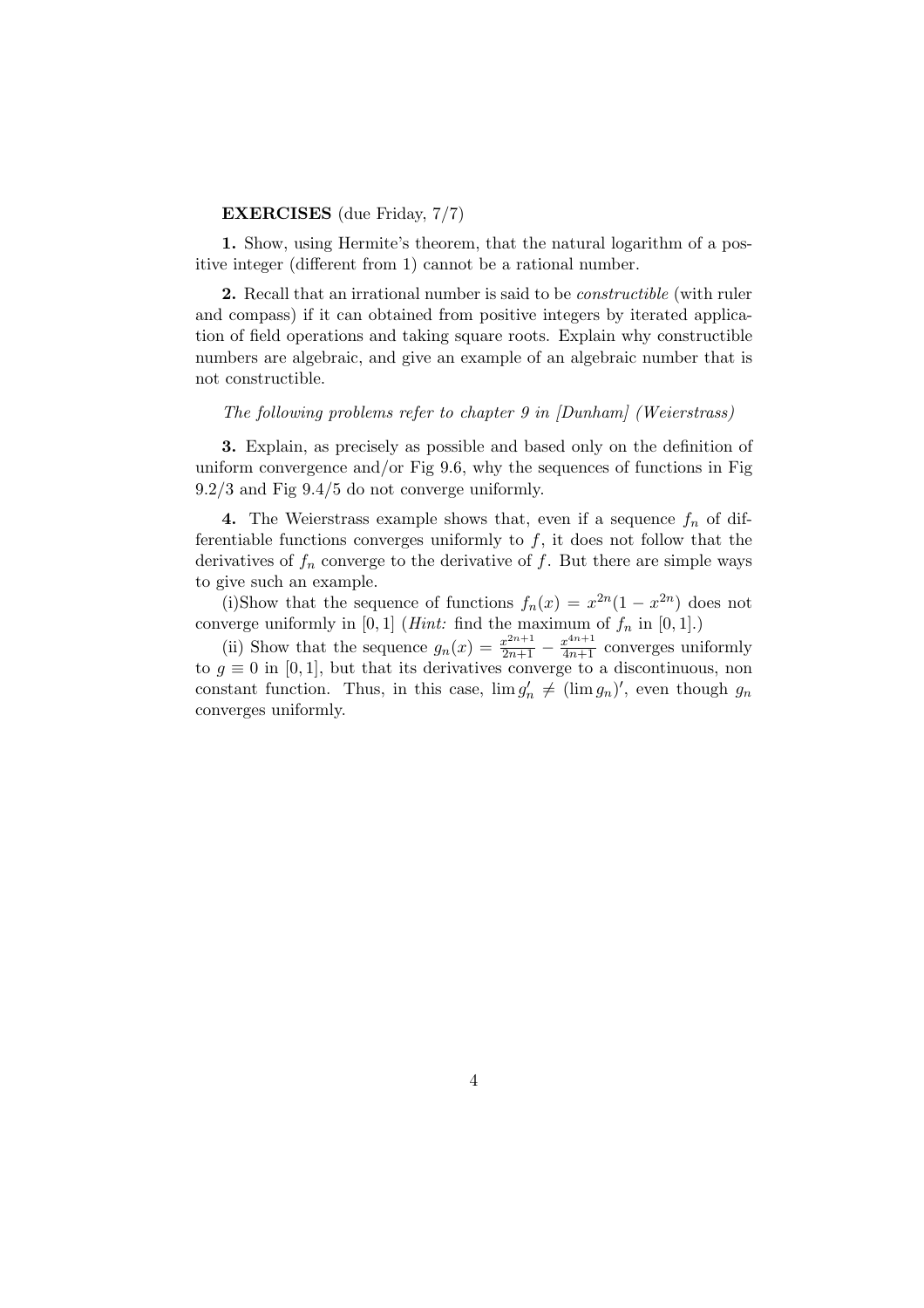**EXERCISES** (due Friday, 7/7)

**1.** Show, using Hermite's theorem, that the natural logarithm of a positive integer (different from 1) cannot be a rational number.

**2.** Recall that an irrational number is said to be *constructible* (with ruler and compass) if it can obtained from positive integers by iterated application of field operations and taking square roots. Explain why constructible numbers are algebraic, and give an example of an algebraic number that is not constructible.

*The following problems refer to chapter 9 in [Dunham] (Weierstrass)*

**3.** Explain, as precisely as possible and based only on the definition of uniform convergence and/or Fig 9.6, why the sequences of functions in Fig 9.2/3 and Fig 9.4/5 do not converge uniformly.

**4.** The Weierstrass example shows that, even if a sequence $f_n$ of differentiable functions converges uniformly to $f$, it does not follow that the derivatives of $f_n$ converge to the derivative of $f$. But there are simple ways to give such an example.

(i)Show that the sequence of functions $f_n(x) = x^{2n}(1 - x^{2n})$ does not converge uniformly in $[0, 1]$ (*Hint:* find the maximum of $f_n$ in $[0, 1]$.)

(ii) Show that the sequence $g_n(x) = \frac{x^{2n+1}}{2n+1} - \frac{x^{4n+1}}{4n+1}$ converges uniformly to $g \equiv 0$ in $[0, 1]$, but that its derivatives converge to a discontinuous, non constant function. Thus, in this case, $\lim g_n' \neq (\lim g_n)'$, even though $g_n$ converges uniformly.